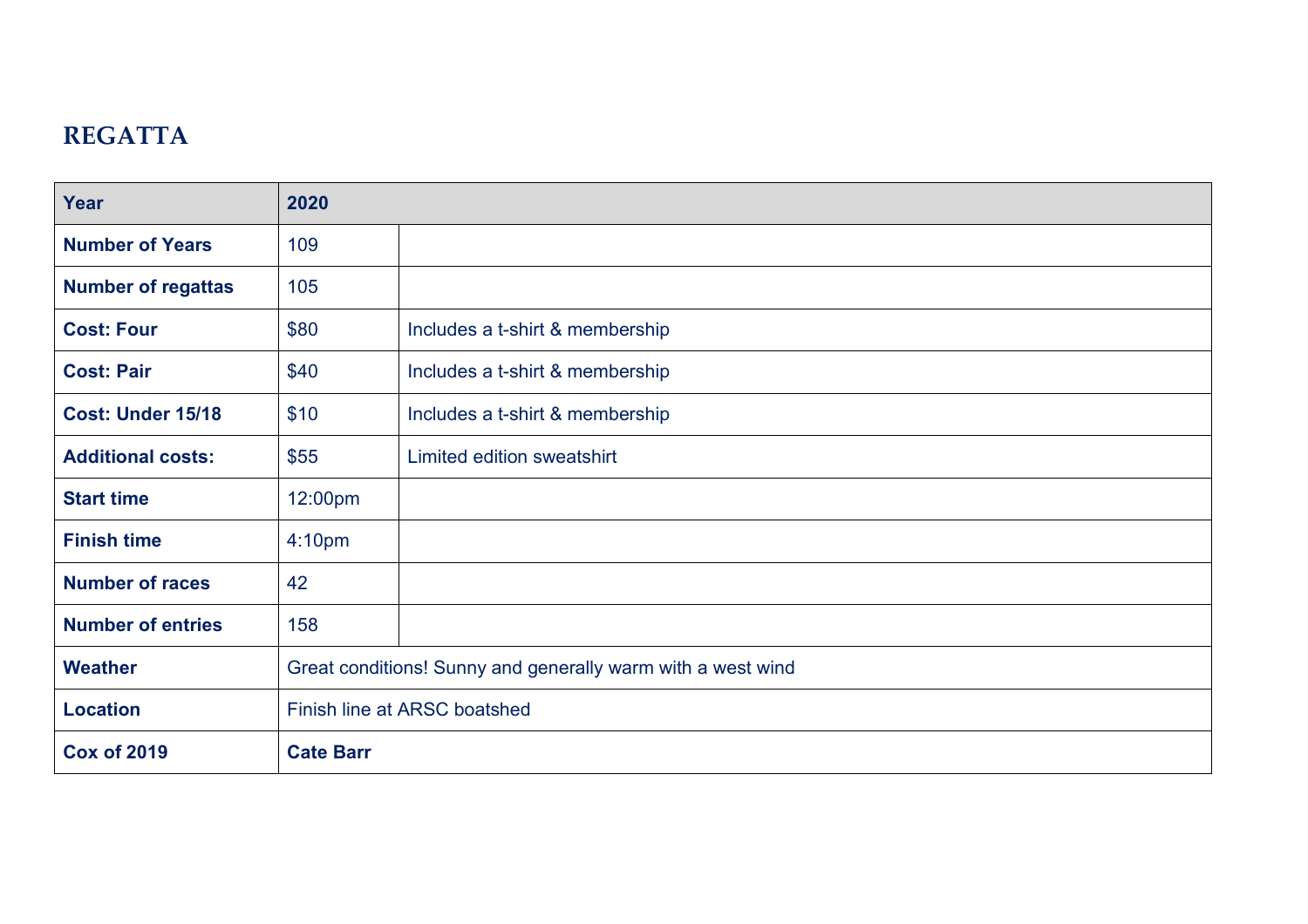## REGATTA

| **Year** | **2020** | |
|---|---|---|
| **Number of Years** | 109 | |
| **Number of regattas** | 105 | |
| **Cost: Four** | $80 | Includes a t-shirt & membership |
| **Cost: Pair** | $40 | Includes a t-shirt & membership |
| **Cost: Under 15/18** | $10 | Includes a t-shirt & membership |
| **Additional costs:** | $55 | Limited edition sweatshirt |
| **Start time** | 12:00pm | |
| **Finish time** | 4:10pm | |
| **Number of races** | 42 | |
| **Number of entries** | 158 | |
| **Weather** | Great conditions! Sunny and generally warm with a west wind | |
| **Location** | Finish line at ARSC boatshed | |
| **Cox of 2019** | **Cate Barr** | |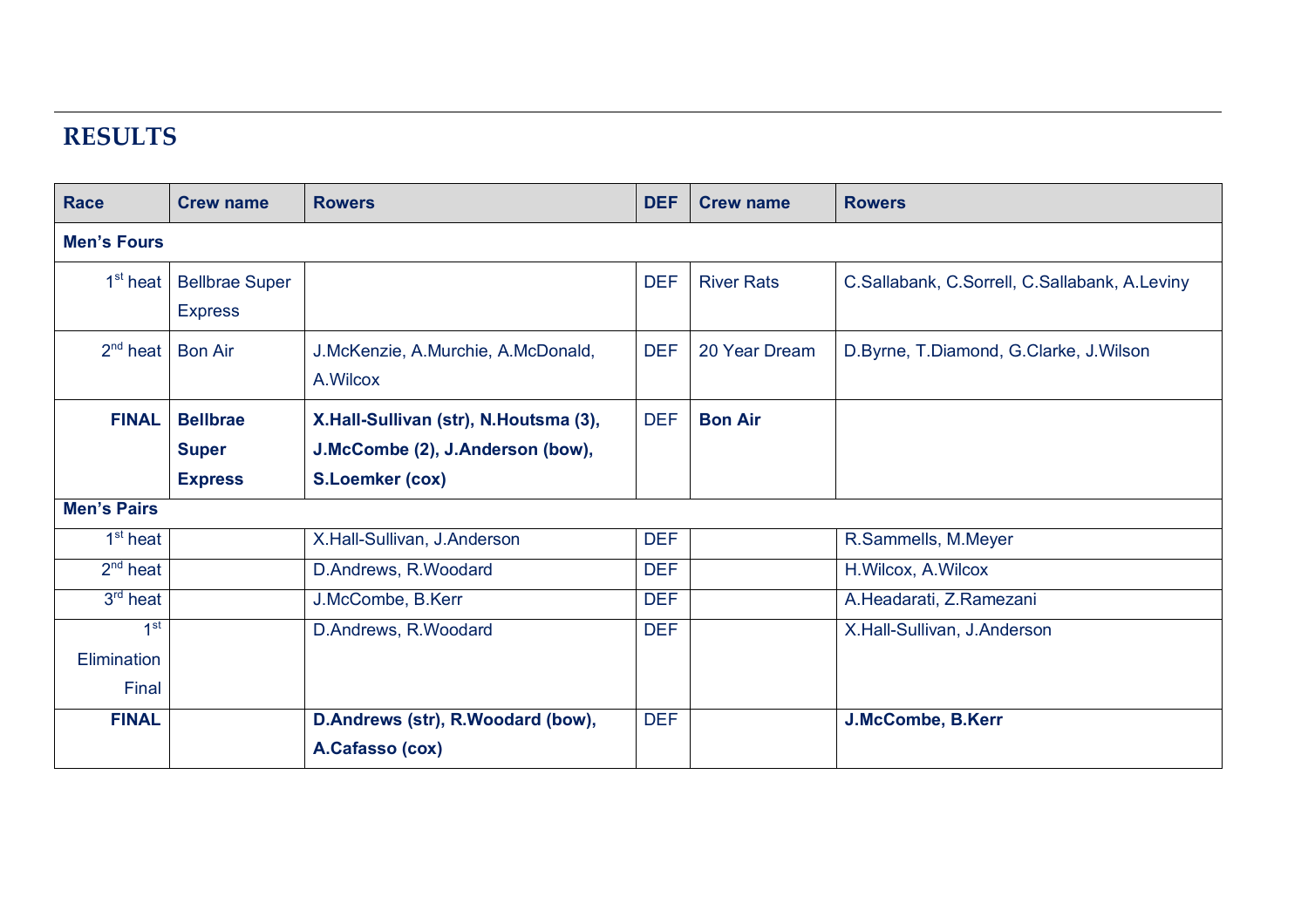## RESULTS

| Race | Crew name | Rowers | DEF | Crew name | Rowers |
|---|---|---|---|---|---|
| **Men's Fours** | | | | | |
| 1st heat | Bellbrae Super Express | | DEF | River Rats | C.Sallabank, C.Sorrell, C.Sallabank, A.Leviny |
| 2nd heat | Bon Air | J.McKenzie, A.Murchie, A.McDonald, A.Wilcox | DEF | 20 Year Dream | D.Byrne, T.Diamond, G.Clarke, J.Wilson |
| **FINAL** | **Bellbrae Super Express** | **X.Hall-Sullivan (str), N.Houtsma (3), J.McCombe (2), J.Anderson (bow), S.Loemker (cox)** | DEF | **Bon Air** | |
| **Men's Pairs** | | | | | |
| 1st heat | | X.Hall-Sullivan, J.Anderson | DEF | | R.Sammells, M.Meyer |
| 2nd heat | | D.Andrews, R.Woodard | DEF | | H.Wilcox, A.Wilcox |
| 3rd heat | | J.McCombe, B.Kerr | DEF | | A.Headarati, Z.Ramezani |
| 1st Elimination Final | | D.Andrews, R.Woodard | DEF | | X.Hall-Sullivan, J.Anderson |
| **FINAL** | | **D.Andrews (str), R.Woodard (bow), A.Cafasso (cox)** | DEF | | **J.McCombe, B.Kerr** |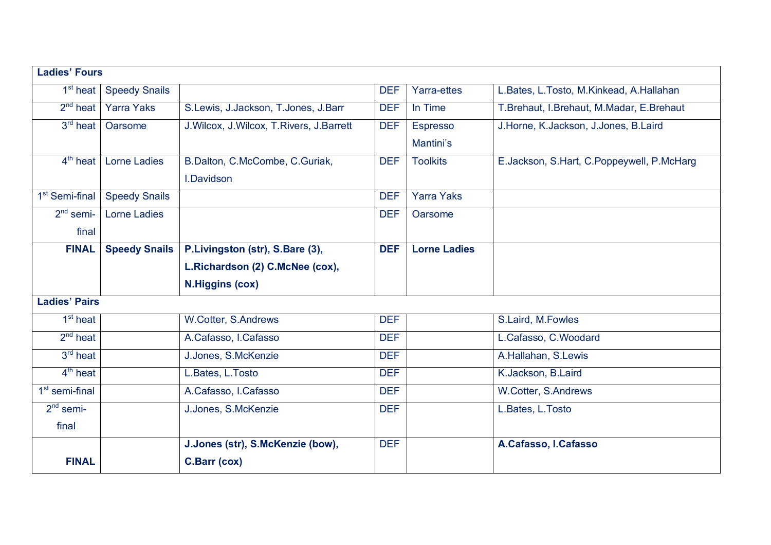| Ladies' Fours | | | | | |
|---|---|---|---|---|---|
| 1st heat | Speedy Snails | | DEF | Yarra-ettes | L.Bates, L.Tosto, M.Kinkead, A.Hallahan |
| 2nd heat | Yarra Yaks | S.Lewis, J.Jackson, T.Jones, J.Barr | DEF | In Time | T.Brehaut, I.Brehaut, M.Madar, E.Brehaut |
| 3rd heat | Oarsome | J.Wilcox, J.Wilcox, T.Rivers, J.Barrett | DEF | Espresso Mantini's | J.Horne, K.Jackson, J.Jones, B.Laird |
| 4th heat | Lorne Ladies | B.Dalton, C.McCombe, C.Guriak, I.Davidson | DEF | Toolkits | E.Jackson, S.Hart, C.Poppeywell, P.McHarg |
| 1st Semi-final | Speedy Snails | | DEF | Yarra Yaks | |
| 2nd semi-final | Lorne Ladies | | DEF | Oarsome | |
| **FINAL** | **Speedy Snails** | **P.Livingston (str), S.Bare (3), L.Richardson (2) C.McNee (cox), N.Higgins (cox)** | **DEF** | **Lorne Ladies** | |
| **Ladies' Pairs** | | | | | |
| 1st heat | | W.Cotter, S.Andrews | DEF | | S.Laird, M.Fowles |
| 2nd heat | | A.Cafasso, I.Cafasso | DEF | | L.Cafasso, C.Woodard |
| 3rd heat | | J.Jones, S.McKenzie | DEF | | A.Hallahan, S.Lewis |
| 4th heat | | L.Bates, L.Tosto | DEF | | K.Jackson, B.Laird |
| 1st semi-final | | A.Cafasso, I.Cafasso | DEF | | W.Cotter, S.Andrews |
| 2nd semi-final | | J.Jones, S.McKenzie | DEF | | L.Bates, L.Tosto |
| **FINAL** | | **J.Jones (str), S.McKenzie (bow), C.Barr (cox)** | DEF | | **A.Cafasso, I.Cafasso** |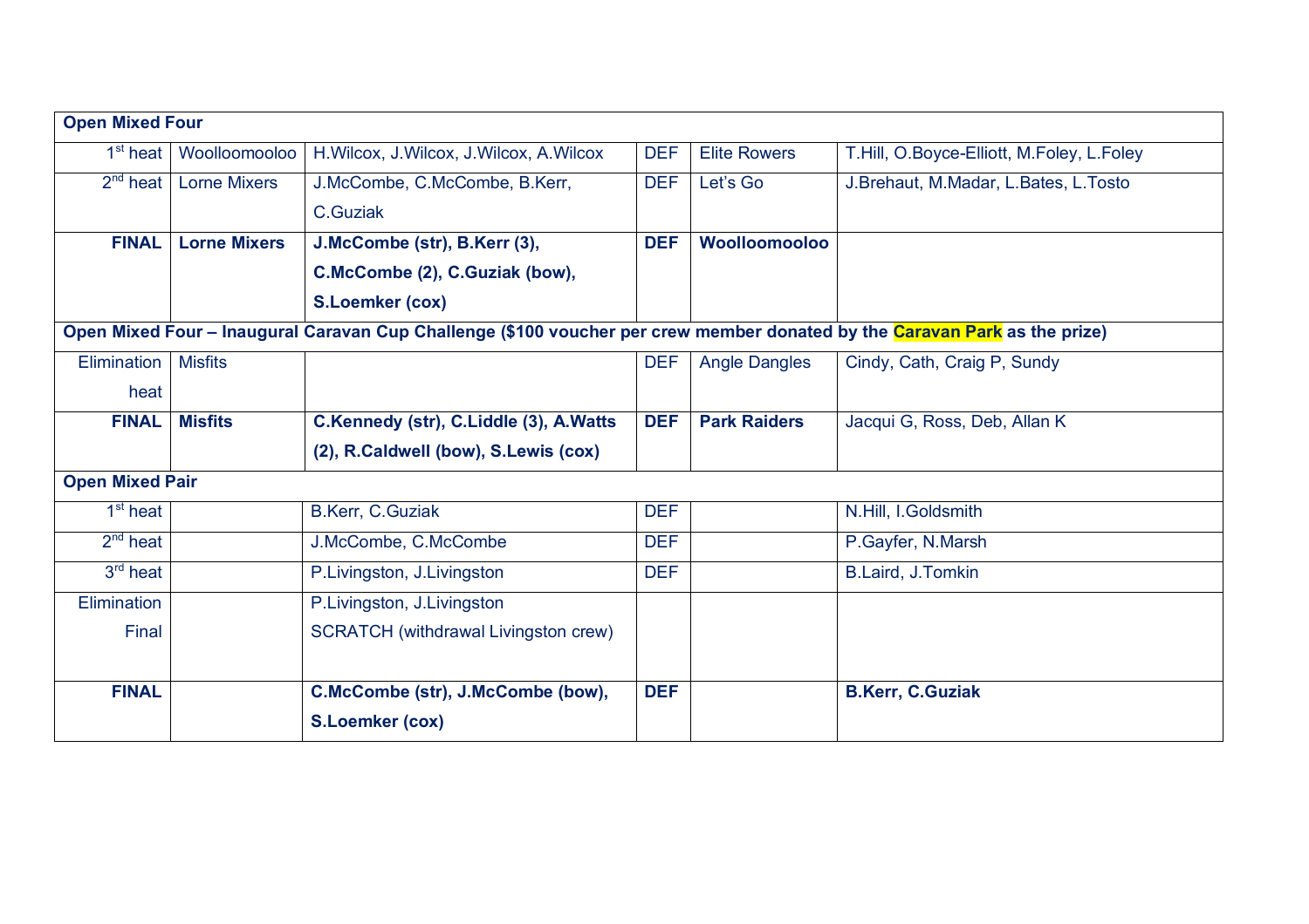| Open Mixed Four | | | | | |
|---|---|---|---|---|---|
| 1st heat | Woolloomooloo | H.Wilcox, J.Wilcox, J.Wilcox, A.Wilcox | DEF | Elite Rowers | T.Hill, O.Boyce-Elliott, M.Foley, L.Foley |
| 2nd heat | Lorne Mixers | J.McCombe, C.McCombe, B.Kerr, C.Guziak | DEF | Let's Go | J.Brehaut, M.Madar, L.Bates, L.Tosto |
| **FINAL** | **Lorne Mixers** | **J.McCombe (str), B.Kerr (3), C.McCombe (2), C.Guziak (bow), S.Loemker (cox)** | **DEF** | **Woolloomooloo** | |
| **Open Mixed Four – Inaugural Caravan Cup Challenge ($100 voucher per crew member donated by the Caravan Park as the prize)** | | | | | |
| Elimination heat | Misfits | | DEF | Angle Dangles | Cindy, Cath, Craig P, Sundy |
| **FINAL** | **Misfits** | **C.Kennedy (str), C.Liddle (3), A.Watts (2), R.Caldwell (bow), S.Lewis (cox)** | **DEF** | **Park Raiders** | Jacqui G, Ross, Deb, Allan K |
| **Open Mixed Pair** | | | | | |
| 1st heat | | B.Kerr, C.Guziak | DEF | | N.Hill, I.Goldsmith |
| 2nd heat | | J.McCombe, C.McCombe | DEF | | P.Gayfer, N.Marsh |
| 3rd heat | | P.Livingston, J.Livingston | DEF | | B.Laird, J.Tomkin |
| Elimination Final | | P.Livingston, J.Livingston SCRATCH (withdrawal Livingston crew) | | | |
| **FINAL** | | **C.McCombe (str), J.McCombe (bow), S.Loemker (cox)** | **DEF** | | **B.Kerr, C.Guziak** |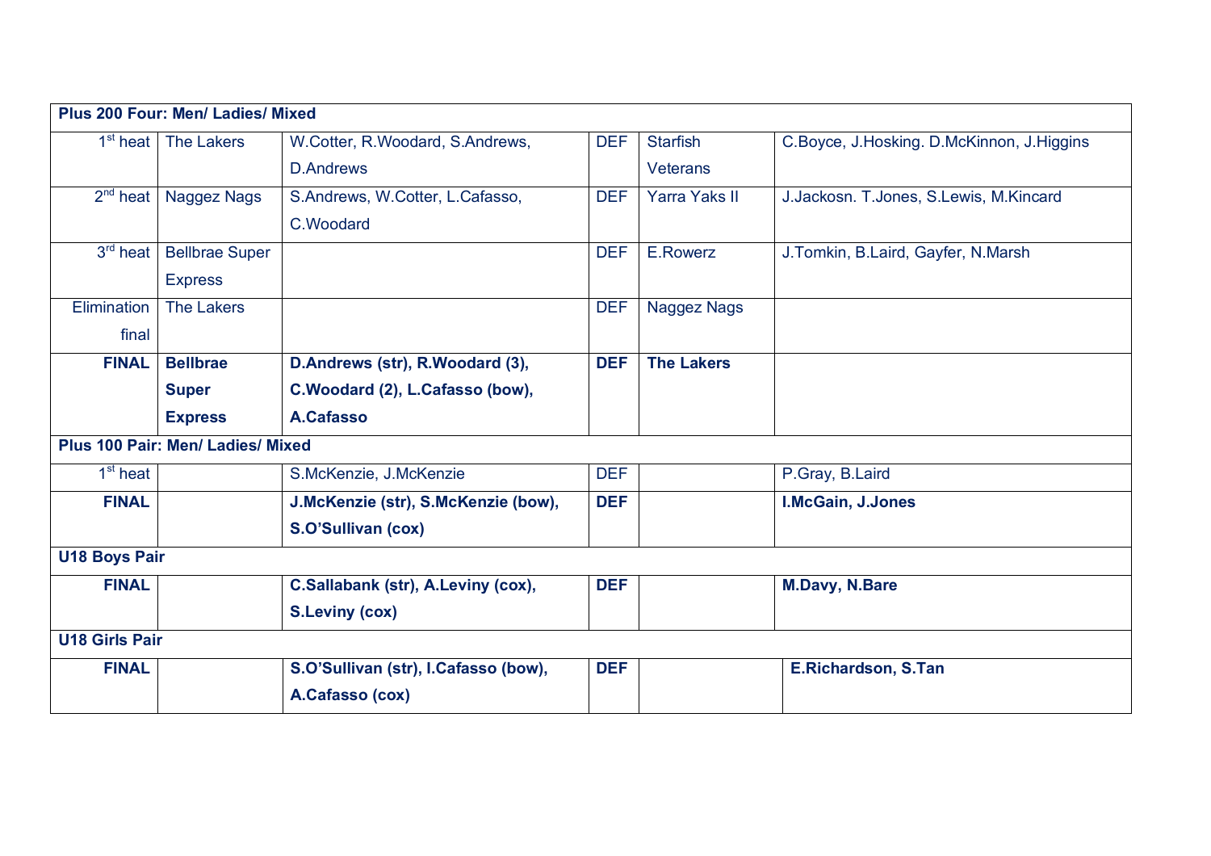| Plus 200 Four: Men/ Ladies/ Mixed | | | | | |
|---|---|---|---|---|---|
| 1st heat | The Lakers | W.Cotter, R.Woodard, S.Andrews, D.Andrews | DEF | Starfish Veterans | C.Boyce, J.Hosking. D.McKinnon, J.Higgins |
| 2nd heat | Naggez Nags | S.Andrews, W.Cotter, L.Cafasso, C.Woodard | DEF | Yarra Yaks II | J.Jackosn. T.Jones, S.Lewis, M.Kincard |
| 3rd heat | Bellbrae Super Express | | DEF | E.Rowerz | J.Tomkin, B.Laird, Gayfer, N.Marsh |
| Elimination final | The Lakers | | DEF | Naggez Nags | |
| **FINAL** | **Bellbrae Super Express** | **D.Andrews (str), R.Woodard (3), C.Woodard (2), L.Cafasso (bow), A.Cafasso** | **DEF** | **The Lakers** | |
| **Plus 100 Pair: Men/ Ladies/ Mixed** | | | | | |
| 1st heat | | S.McKenzie, J.McKenzie | DEF | | P.Gray, B.Laird |
| **FINAL** | | **J.McKenzie (str), S.McKenzie (bow), S.O'Sullivan (cox)** | **DEF** | | **I.McGain, J.Jones** |
| **U18 Boys Pair** | | | | | |
| **FINAL** | | **C.Sallabank (str), A.Leviny (cox), S.Leviny (cox)** | **DEF** | | **M.Davy, N.Bare** |
| **U18 Girls Pair** | | | | | |
| **FINAL** | | **S.O'Sullivan (str), I.Cafasso (bow), A.Cafasso (cox)** | **DEF** | | **E.Richardson, S.Tan** |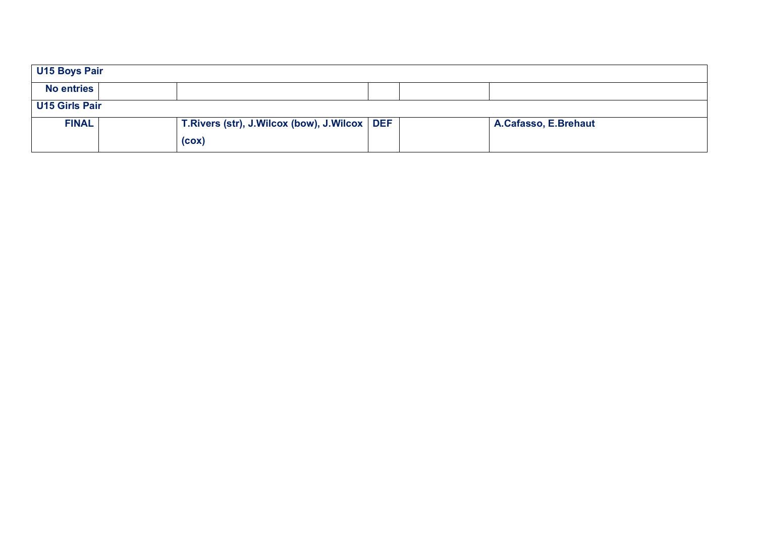| | | | | | |
|---|---|---|---|---|---|
| **U15 Boys Pair** | | | | | |
| **No entries** | | | | | |
| **U15 Girls Pair** | | | | | |
| **FINAL** | | **T.Rivers (str), J.Wilcox (bow), J.Wilcox (cox)** | **DEF** | | **A.Cafasso, E.Brehaut** |